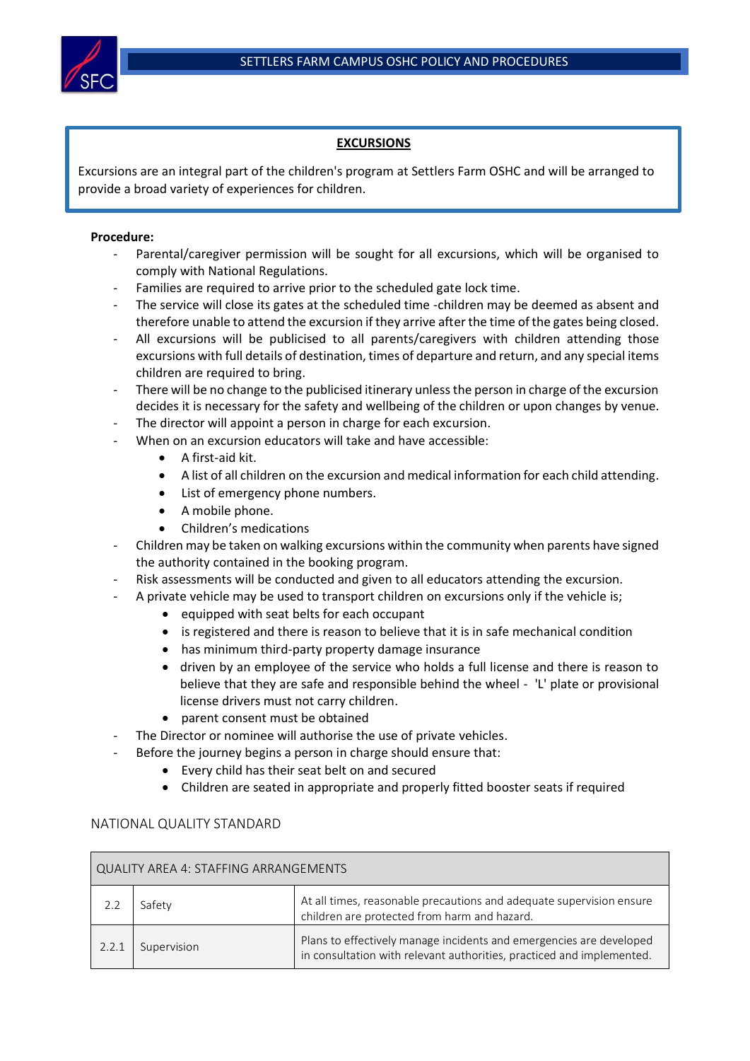# EXCURSIONS

Excursions are an integral part of the children's program at Settlers Farm OSHC and will be arranged to provide a broad variety of experiences for children.

**Procedure:**

- Parental/caregiver permission will be sought for all excursions, which will be organised to comply with National Regulations.
- Families are required to arrive prior to the scheduled gate lock time.
- The service will close its gates at the scheduled time -children may be deemed as absent and therefore unable to attend the excursion if they arrive after the time of the gates being closed.
- All excursions will be publicised to all parents/caregivers with children attending those excursions with full details of destination, times of departure and return, and any special items children are required to bring.
- There will be no change to the publicised itinerary unless the person in charge of the excursion decides it is necessary for the safety and wellbeing of the children or upon changes by venue.
- The director will appoint a person in charge for each excursion.
- When on an excursion educators will take and have accessible:
  - A first-aid kit.
  - A list of all children on the excursion and medical information for each child attending.
  - List of emergency phone numbers.
  - A mobile phone.
  - Children's medications
- Children may be taken on walking excursions within the community when parents have signed the authority contained in the booking program.
- Risk assessments will be conducted and given to all educators attending the excursion.
- A private vehicle may be used to transport children on excursions only if the vehicle is;
  - equipped with seat belts for each occupant
  - is registered and there is reason to believe that it is in safe mechanical condition
  - has minimum third-party property damage insurance
  - driven by an employee of the service who holds a full license and there is reason to believe that they are safe and responsible behind the wheel - 'L' plate or provisional license drivers must not carry children.
  - parent consent must be obtained
- The Director or nominee will authorise the use of private vehicles.
- Before the journey begins a person in charge should ensure that:
  - Every child has their seat belt on and secured
  - Children are seated in appropriate and properly fitted booster seats if required

NATIONAL QUALITY STANDARD

| QUALITY AREA 4: STAFFING ARRANGEMENTS | | |
|---|---|---|
| 2.2 | Safety | At all times, reasonable precautions and adequate supervision ensure children are protected from harm and hazard. |
| 2.2.1 | Supervision | Plans to effectively manage incidents and emergencies are developed in consultation with relevant authorities, practiced and implemented. |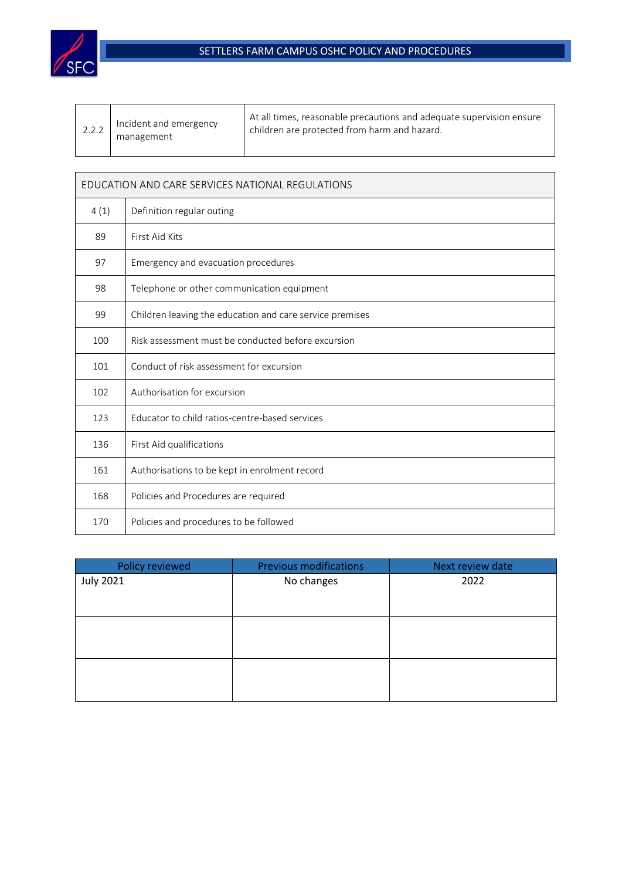| | | |
|---|---|---|
| 2.2.2 | Incident and emergency management | At all times, reasonable precautions and adequate supervision ensure children are protected from harm and hazard. |

| EDUCATION AND CARE SERVICES NATIONAL REGULATIONS | |
|---|---|
| 4 (1) | Definition regular outing |
| 89 | First Aid Kits |
| 97 | Emergency and evacuation procedures |
| 98 | Telephone or other communication equipment |
| 99 | Children leaving the education and care service premises |
| 100 | Risk assessment must be conducted before excursion |
| 101 | Conduct of risk assessment for excursion |
| 102 | Authorisation for excursion |
| 123 | Educator to child ratios-centre-based services |
| 136 | First Aid qualifications |
| 161 | Authorisations to be kept in enrolment record |
| 168 | Policies and Procedures are required |
| 170 | Policies and procedures to be followed |

| Policy reviewed | Previous modifications | Next review date |
|---|---|---|
| July 2021 | No changes | 2022 |
| | | |
| | | |